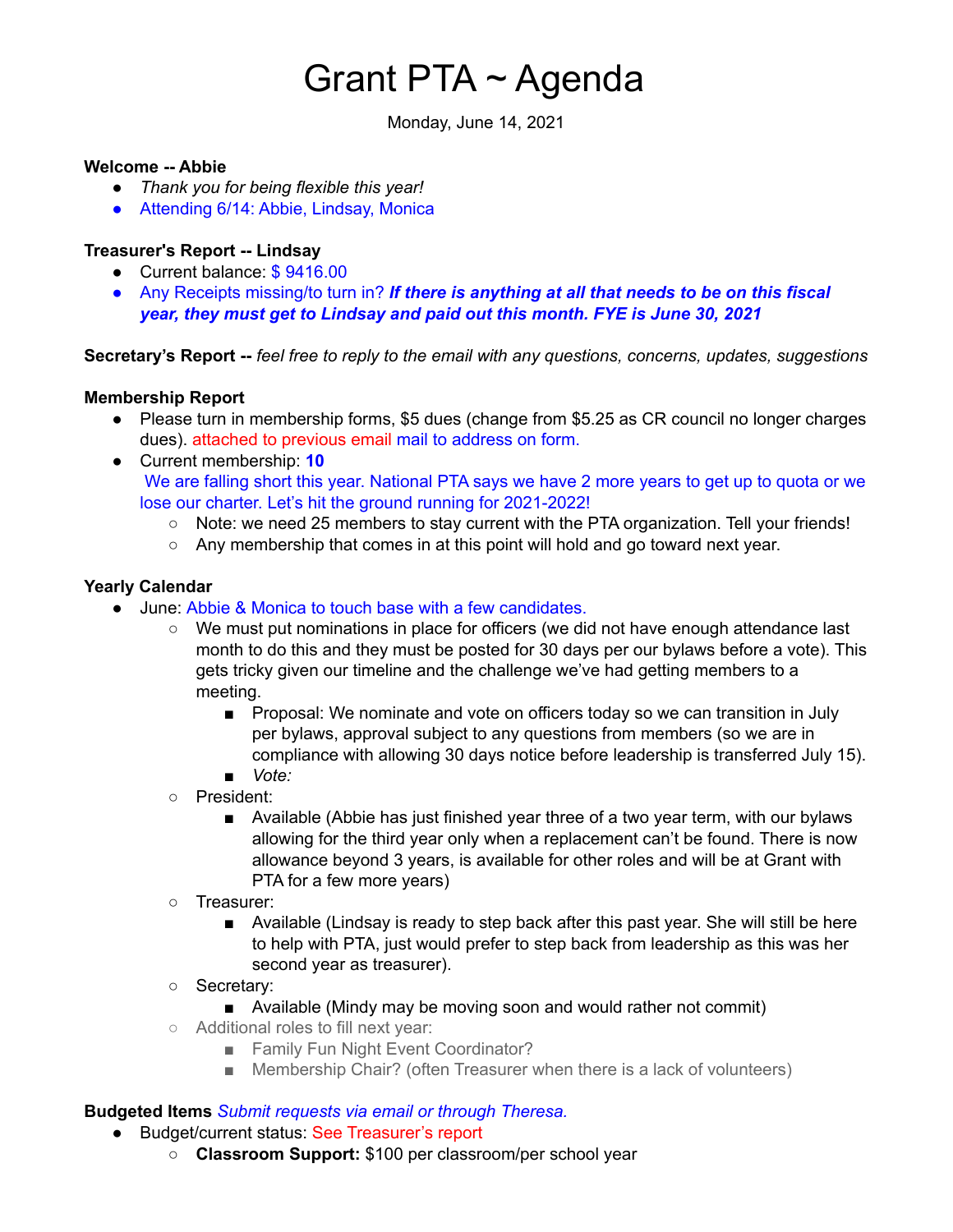# Grant PTA ~ Agenda

Monday, June 14, 2021

**Welcome -- Abbie**

- *Thank you for being flexible this year!*
- Attending 6/14: Abbie, Lindsay, Monica

**Treasurer's Report -- Lindsay**

- Current balance: $ 9416.00
- Any Receipts missing/to turn in? ***If there is anything at all that needs to be on this fiscal year, they must get to Lindsay and paid out this month. FYE is June 30, 2021***

**Secretary's Report --** *feel free to reply to the email with any questions, concerns, updates, suggestions*

**Membership Report**

- Please turn in membership forms, $5 dues (change from $5.25 as CR council no longer charges dues). attached to previous email mail to address on form.
- Current membership: **10**
  We are falling short this year. National PTA says we have 2 more years to get up to quota or we lose our charter. Let's hit the ground running for 2021-2022!
  - Note: we need 25 members to stay current with the PTA organization. Tell your friends!
  - Any membership that comes in at this point will hold and go toward next year.

**Yearly Calendar**

- June: Abbie & Monica to touch base with a few candidates.
  - We must put nominations in place for officers (we did not have enough attendance last month to do this and they must be posted for 30 days per our bylaws before a vote). This gets tricky given our timeline and the challenge we've had getting members to a meeting.
    - Proposal: We nominate and vote on officers today so we can transition in July per bylaws, approval subject to any questions from members (so we are in compliance with allowing 30 days notice before leadership is transferred July 15).
    - *Vote:*
  - President:
    - Available (Abbie has just finished year three of a two year term, with our bylaws allowing for the third year only when a replacement can't be found. There is now allowance beyond 3 years, is available for other roles and will be at Grant with PTA for a few more years)
  - Treasurer:
    - Available (Lindsay is ready to step back after this past year. She will still be here to help with PTA, just would prefer to step back from leadership as this was her second year as treasurer).
  - Secretary:
    - Available (Mindy may be moving soon and would rather not commit)
  - Additional roles to fill next year:
    - Family Fun Night Event Coordinator?
    - Membership Chair? (often Treasurer when there is a lack of volunteers)

**Budgeted Items** *Submit requests via email or through Theresa.*

- Budget/current status: See Treasurer's report
  - **Classroom Support:** $100 per classroom/per school year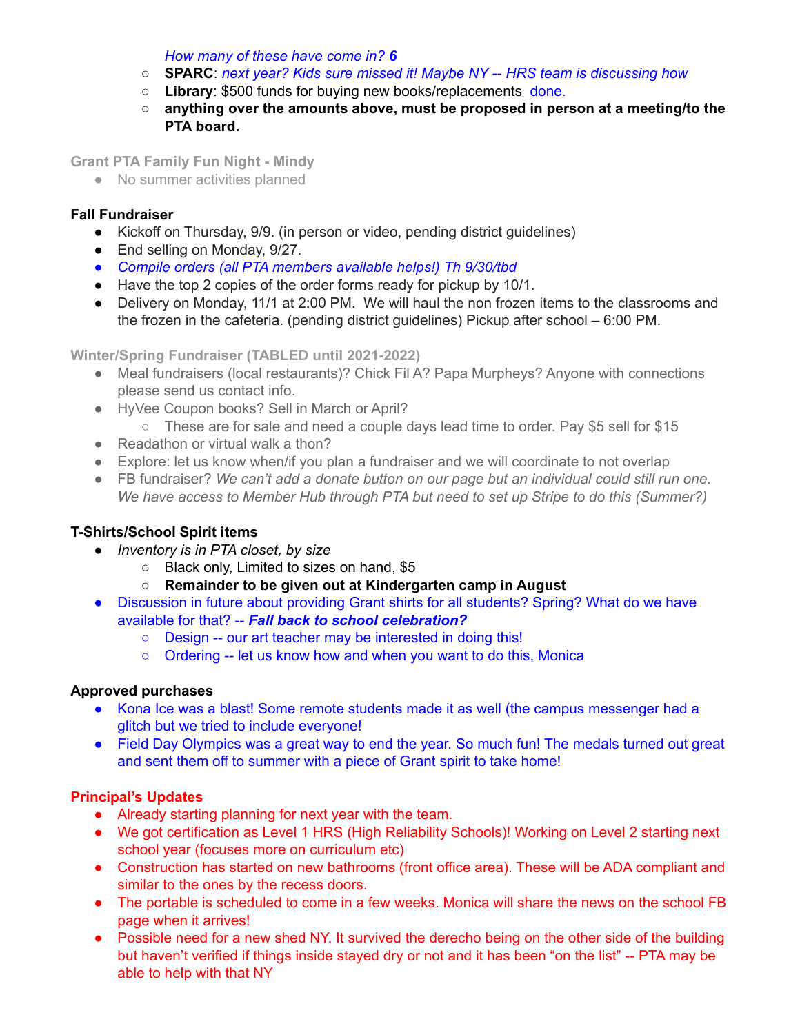*How many of these have come in?* ***6***

- **SPARC**: *next year? Kids sure missed it! Maybe NY -- HRS team is discussing how*
- **Library**: $500 funds for buying new books/replacements done.
- **anything over the amounts above, must be proposed in person at a meeting/to the PTA board.**

**Grant PTA Family Fun Night - Mindy**

- No summer activities planned

**Fall Fundraiser**

- Kickoff on Thursday, 9/9. (in person or video, pending district guidelines)
- End selling on Monday, 9/27.
- *Compile orders (all PTA members available helps!) Th 9/30/tbd*
- Have the top 2 copies of the order forms ready for pickup by 10/1.
- Delivery on Monday, 11/1 at 2:00 PM. We will haul the non frozen items to the classrooms and the frozen in the cafeteria. (pending district guidelines) Pickup after school – 6:00 PM.

**Winter/Spring Fundraiser (TABLED until 2021-2022)**

- Meal fundraisers (local restaurants)? Chick Fil A? Papa Murpheys? Anyone with connections please send us contact info.
- HyVee Coupon books? Sell in March or April?
  - These are for sale and need a couple days lead time to order. Pay $5 sell for $15
- Readathon or virtual walk a thon?
- Explore: let us know when/if you plan a fundraiser and we will coordinate to not overlap
- FB fundraiser? *We can't add a donate button on our page but an individual could still run one. We have access to Member Hub through PTA but need to set up Stripe to do this (Summer?)*

**T-Shirts/School Spirit items**

- *Inventory is in PTA closet, by size*
  - Black only, Limited to sizes on hand, $5
  - **Remainder to be given out at Kindergarten camp in August**
- Discussion in future about providing Grant shirts for all students? Spring? What do we have available for that? -- ***Fall back to school celebration?***
  - Design -- our art teacher may be interested in doing this!
  - Ordering -- let us know how and when you want to do this, Monica

**Approved purchases**

- Kona Ice was a blast! Some remote students made it as well (the campus messenger had a glitch but we tried to include everyone!
- Field Day Olympics was a great way to end the year. So much fun! The medals turned out great and sent them off to summer with a piece of Grant spirit to take home!

**Principal's Updates**

- Already starting planning for next year with the team.
- We got certification as Level 1 HRS (High Reliability Schools)! Working on Level 2 starting next school year (focuses more on curriculum etc)
- Construction has started on new bathrooms (front office area). These will be ADA compliant and similar to the ones by the recess doors.
- The portable is scheduled to come in a few weeks. Monica will share the news on the school FB page when it arrives!
- Possible need for a new shed NY. It survived the derecho being on the other side of the building but haven't verified if things inside stayed dry or not and it has been "on the list" -- PTA may be able to help with that NY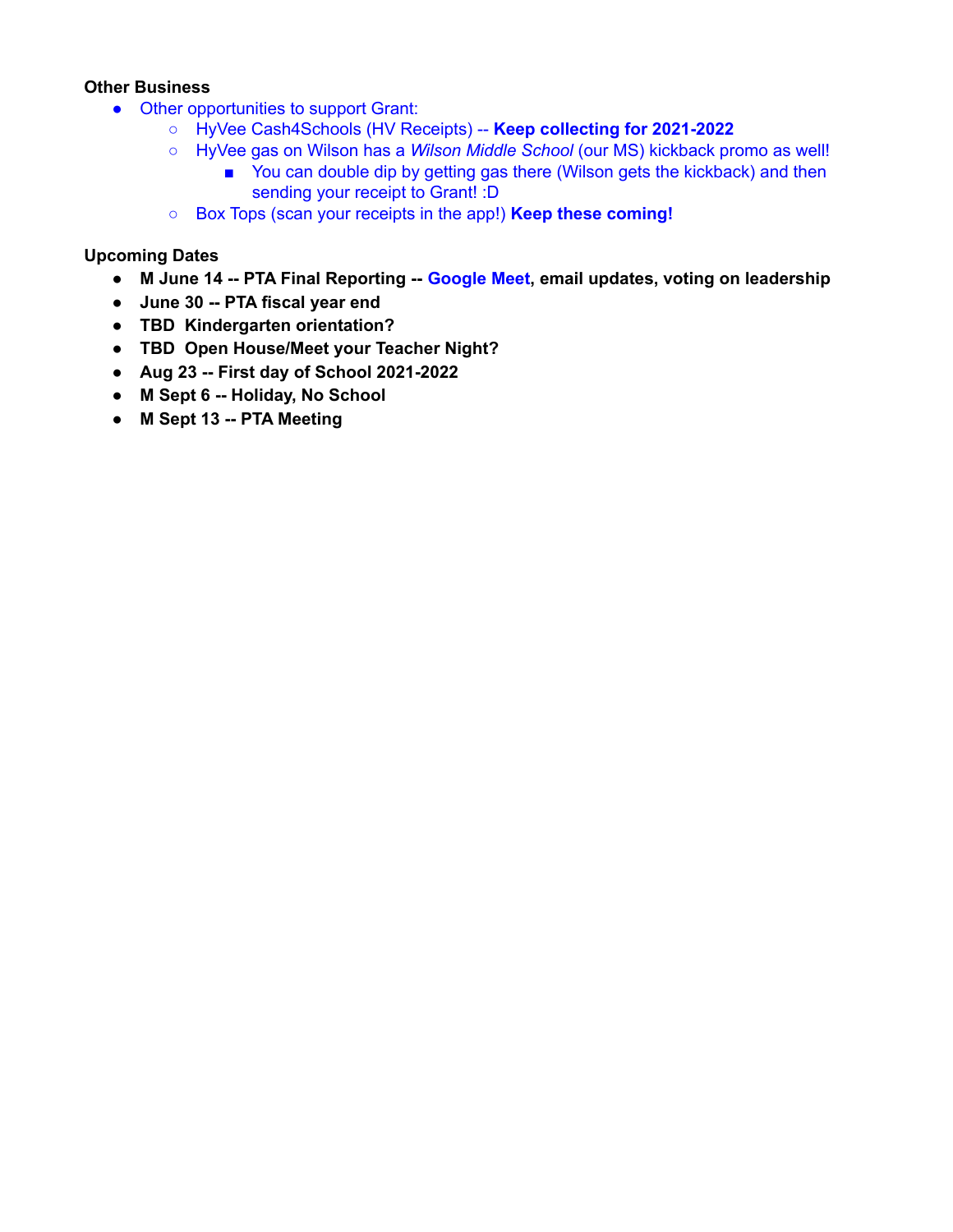**Other Business**

- Other opportunities to support Grant:
  - HyVee Cash4Schools (HV Receipts) -- **Keep collecting for 2021-2022**
  - HyVee gas on Wilson has a *Wilson Middle School* (our MS) kickback promo as well!
    - You can double dip by getting gas there (Wilson gets the kickback) and then sending your receipt to Grant! :D
  - Box Tops (scan your receipts in the app!) **Keep these coming!**

**Upcoming Dates**

- **M June 14 -- PTA Final Reporting -- Google Meet, email updates, voting on leadership**
- **June 30 -- PTA fiscal year end**
- **TBD Kindergarten orientation?**
- **TBD Open House/Meet your Teacher Night?**
- **Aug 23 -- First day of School 2021-2022**
- **M Sept 6 -- Holiday, No School**
- **M Sept 13 -- PTA Meeting**